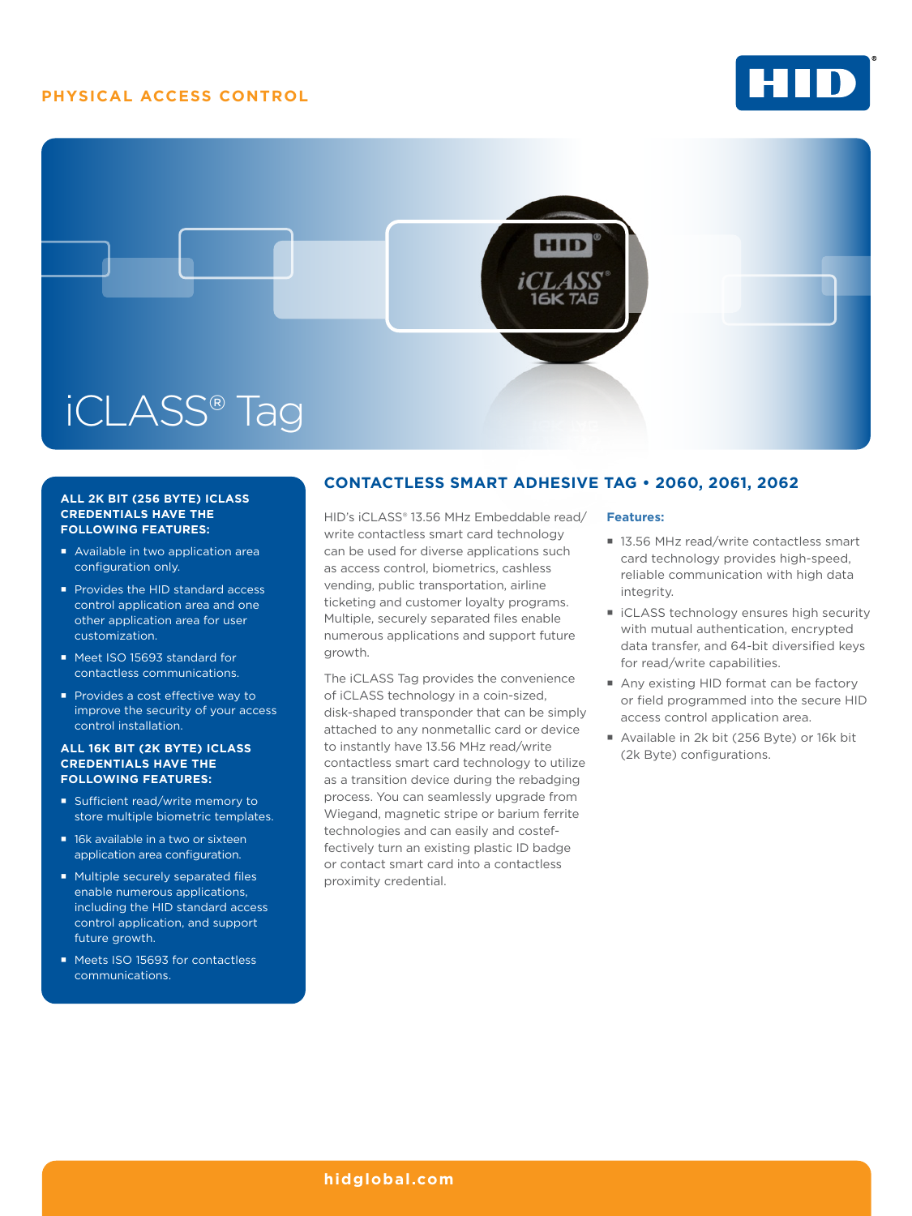PHYSICAL ACCESS CONTROL

# iCLASS® Tag

## CONTACTLESS SMART ADHESIVE TAG • 2060, 2061, 2062

HID's iCLASS® 13.56 MHz Embeddable read/write contactless smart card technology can be used for diverse applications such as access control, biometrics, cashless vending, public transportation, airline ticketing and customer loyalty programs. Multiple, securely separated files enable numerous applications and support future growth.

The iCLASS Tag provides the convenience of iCLASS technology in a coin-sized, disk-shaped transponder that can be simply attached to any nonmetallic card or device to instantly have 13.56 MHz read/write contactless smart card technology to utilize as a transition device during the rebadging process. You can seamlessly upgrade from Wiegand, magnetic stripe or barium ferrite technologies and can easily and costeffectively turn an existing plastic ID badge or contact smart card into a contactless proximity credential.

**Features:**

- 13.56 MHz read/write contactless smart card technology provides high-speed, reliable communication with high data integrity.
- iCLASS technology ensures high security with mutual authentication, encrypted data transfer, and 64-bit diversified keys for read/write capabilities.
- Any existing HID format can be factory or field programmed into the secure HID access control application area.
- Available in 2k bit (256 Byte) or 16k bit (2k Byte) configurations.

**ALL 2K BIT (256 BYTE) ICLASS CREDENTIALS HAVE THE FOLLOWING FEATURES:**

- Available in two application area configuration only.
- Provides the HID standard access control application area and one other application area for user customization.
- Meet ISO 15693 standard for contactless communications.
- Provides a cost effective way to improve the security of your access control installation.

**ALL 16K BIT (2K BYTE) ICLASS CREDENTIALS HAVE THE FOLLOWING FEATURES:**

- Sufficient read/write memory to store multiple biometric templates.
- 16k available in a two or sixteen application area configuration.
- Multiple securely separated files enable numerous applications, including the HID standard access control application, and support future growth.
- Meets ISO 15693 for contactless communications.

hidglobal.com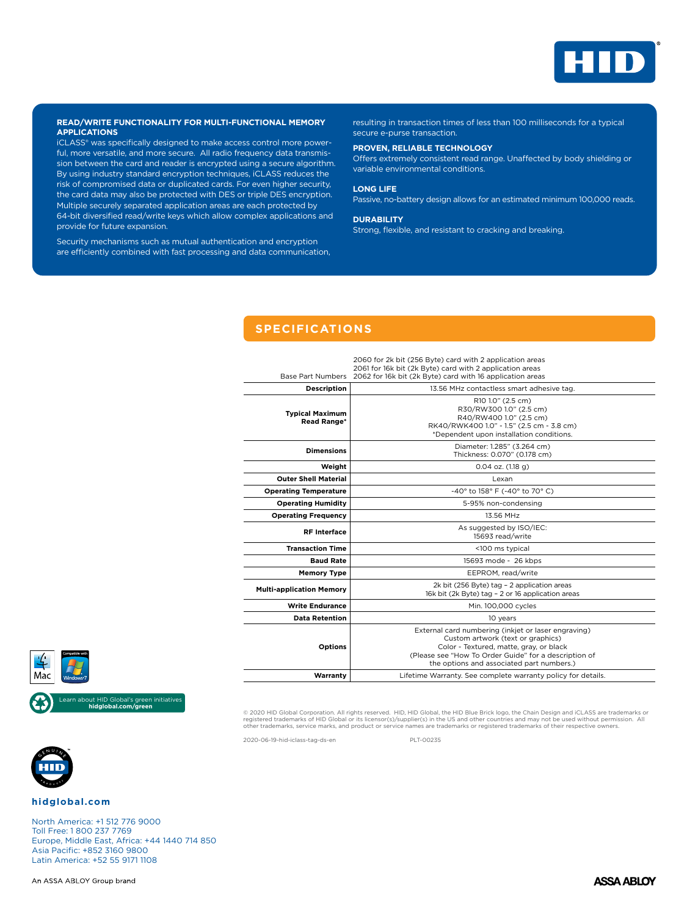## READ/WRITE FUNCTIONALITY FOR MULTI-FUNCTIONAL MEMORY APPLICATIONS

iCLASS® was specifically designed to make access control more powerful, more versatile, and more secure. All radio frequency data transmission between the card and reader is encrypted using a secure algorithm. By using industry standard encryption techniques, iCLASS reduces the risk of compromised data or duplicated cards. For even higher security, the card data may also be protected with DES or triple DES encryption. Multiple securely separated application areas are each protected by 64-bit diversified read/write keys which allow complex applications and provide for future expansion.

Security mechanisms such as mutual authentication and encryption are efficiently combined with fast processing and data communication, resulting in transaction times of less than 100 milliseconds for a typical secure e-purse transaction.

## PROVEN, RELIABLE TECHNOLOGY

Offers extremely consistent read range. Unaffected by body shielding or variable environmental conditions.

## LONG LIFE

Passive, no-battery design allows for an estimated minimum 100,000 reads.

## DURABILITY

Strong, flexible, and resistant to cracking and breaking.

## SPECIFICATIONS

| | |
|---|---|
| Base Part Numbers | 2060 for 2k bit (256 Byte) card with 2 application areas<br>2061 for 16k bit (2k Byte) card with 2 application areas<br>2062 for 16k bit (2k Byte) card with 16 application areas |
| **Description** | 13.56 MHz contactless smart adhesive tag. |
| **Typical Maximum Read Range*** | R10 1.0" (2.5 cm)<br>R30/RW300 1.0" (2.5 cm)<br>R40/RW400 1.0" (2.5 cm)<br>RK40/RWK400 1.0" - 1.5" (2.5 cm - 3.8 cm)<br>*Dependent upon installation conditions. |
| **Dimensions** | Diameter: 1.285" (3.264 cm)<br>Thickness: 0.070" (0.178 cm) |
| **Weight** | 0.04 oz. (1.18 g) |
| **Outer Shell Material** | Lexan |
| **Operating Temperature** | -40° to 158° F (-40° to 70° C) |
| **Operating Humidity** | 5-95% non-condensing |
| **Operating Frequency** | 13.56 MHz |
| **RF Interface** | As suggested by ISO/IEC:<br>15693 read/write |
| **Transaction Time** | <100 ms typical |
| **Baud Rate** | 15693 mode - 26 kbps |
| **Memory Type** | EEPROM, read/write |
| **Multi-application Memory** | 2k bit (256 Byte) tag – 2 application areas<br>16k bit (2k Byte) tag – 2 or 16 application areas |
| **Write Endurance** | Min. 100,000 cycles |
| **Data Retention** | 10 years |
| **Options** | External card numbering (inkjet or laser engraving)<br>Custom artwork (text or graphics)<br>Color - Textured, matte, gray, or black<br>(Please see "How To Order Guide" for a description of the options and associated part numbers.) |
| **Warranty** | Lifetime Warranty. See complete warranty policy for details. |

Learn about HID Global's green initiatives **hidglobal.com/green**

© 2020 HID Global Corporation. All rights reserved. HID, HID Global, the HID Blue Brick logo, the Chain Design and iCLASS are trademarks or registered trademarks of HID Global or its licensor(s)/supplier(s) in the US and other countries and may not be used without permission. All other trademarks, service marks, and product or service names are trademarks or registered trademarks of their respective owners.

2020-06-19-hid-iclass-tag-ds-en PLT-00235

**hidglobal.com**

North America: +1 512 776 9000
Toll Free: 1 800 237 7769
Europe, Middle East, Africa: +44 1440 714 850
Asia Pacific: +852 3160 9800
Latin America: +52 55 9171 1108

An ASSA ABLOY Group brand